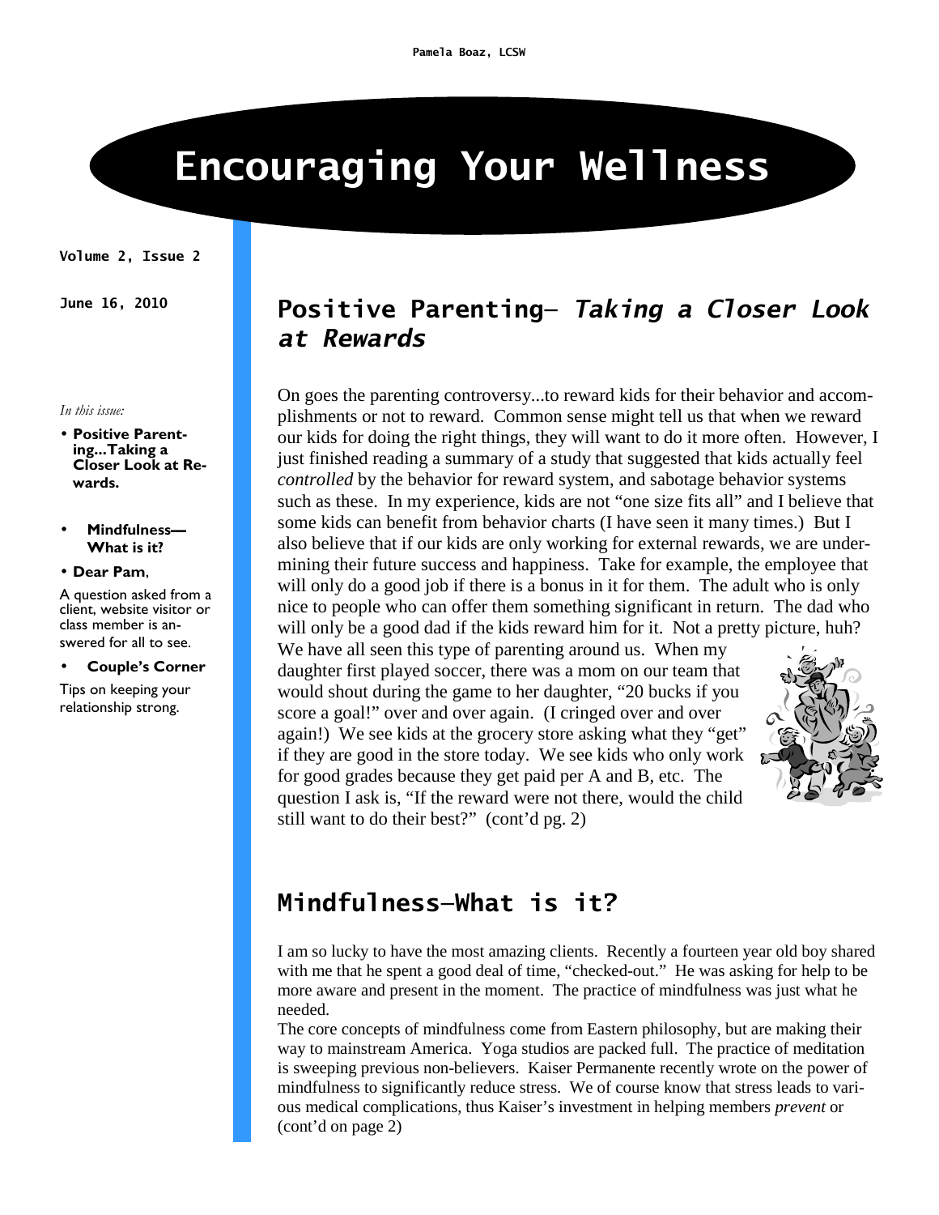Pamela Boaz, LCSW

# Encouraging Your Wellness

**Volume 2, Issue 2**

**June 16, 2010**

*In this issue:*

- **Positive Parenting...Taking a Closer Look at Rewards.**
- **Mindfulness—What is it?**
- **Dear Pam**, A question asked from a client, website visitor or class member is answered for all to see.
- **Couple's Corner** Tips on keeping your relationship strong.

## Positive Parenting— *Taking a Closer Look at Rewards*

On goes the parenting controversy...to reward kids for their behavior and accomplishments or not to reward. Common sense might tell us that when we reward our kids for doing the right things, they will want to do it more often. However, I just finished reading a summary of a study that suggested that kids actually feel *controlled* by the behavior for reward system, and sabotage behavior systems such as these. In my experience, kids are not "one size fits all" and I believe that some kids can benefit from behavior charts (I have seen it many times.) But I also believe that if our kids are only working for external rewards, we are undermining their future success and happiness. Take for example, the employee that will only do a good job if there is a bonus in it for them. The adult who is only nice to people who can offer them something significant in return. The dad who will only be a good dad if the kids reward him for it. Not a pretty picture, huh? We have all seen this type of parenting around us. When my daughter first played soccer, there was a mom on our team that would shout during the game to her daughter, "20 bucks if you score a goal!" over and over again. (I cringed over and over again!) We see kids at the grocery store asking what they "get" if they are good in the store today. We see kids who only work for good grades because they get paid per A and B, etc. The question I ask is, "If the reward were not there, would the child still want to do their best?" (cont'd pg. 2)

## Mindfulness—What is it?

I am so lucky to have the most amazing clients. Recently a fourteen year old boy shared with me that he spent a good deal of time, "checked-out." He was asking for help to be more aware and present in the moment. The practice of mindfulness was just what he needed.

The core concepts of mindfulness come from Eastern philosophy, but are making their way to mainstream America. Yoga studios are packed full. The practice of meditation is sweeping previous non-believers. Kaiser Permanente recently wrote on the power of mindfulness to significantly reduce stress. We of course know that stress leads to various medical complications, thus Kaiser's investment in helping members *prevent* or (cont'd on page 2)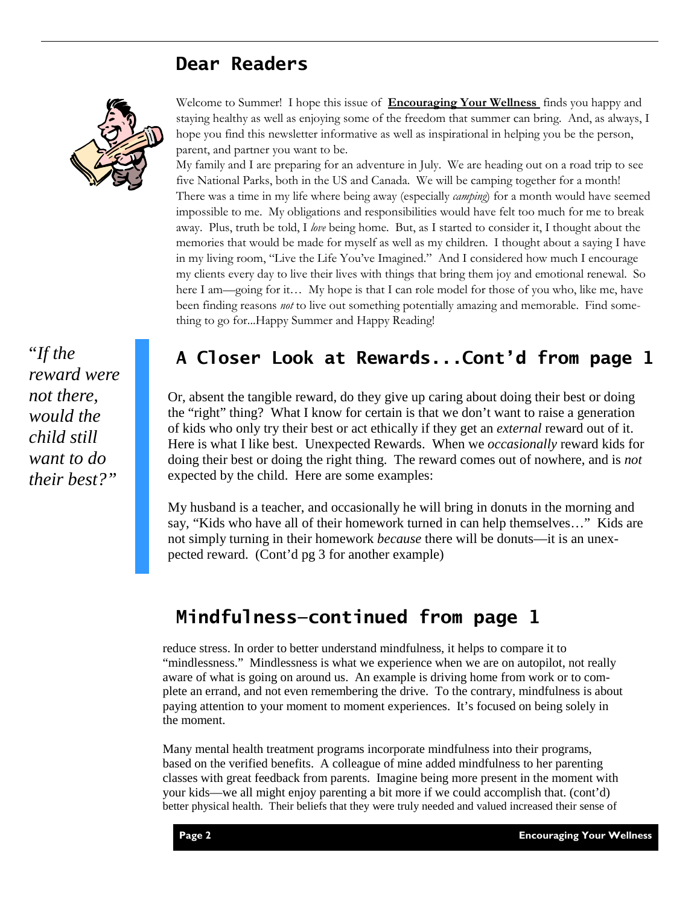## Dear Readers

Welcome to Summer! I hope this issue of **Encouraging Your Wellness** finds you happy and staying healthy as well as enjoying some of the freedom that summer can bring. And, as always, I hope you find this newsletter informative as well as inspirational in helping you be the person, parent, and partner you want to be.

My family and I are preparing for an adventure in July. We are heading out on a road trip to see five National Parks, both in the US and Canada. We will be camping together for a month! There was a time in my life where being away (especially *camping*) for a month would have seemed impossible to me. My obligations and responsibilities would have felt too much for me to break away. Plus, truth be told, I *love* being home. But, as I started to consider it, I thought about the memories that would be made for myself as well as my children. I thought about a saying I have in my living room, "Live the Life You've Imagined." And I considered how much I encourage my clients every day to live their lives with things that bring them joy and emotional renewal. So here I am—going for it… My hope is that I can role model for those of you who, like me, have been finding reasons *not* to live out something potentially amazing and memorable. Find something to go for...Happy Summer and Happy Reading!

## A Closer Look at Rewards...Cont'd from page 1

*"If the reward were not there, would the child still want to do their best?"*

Or, absent the tangible reward, do they give up caring about doing their best or doing the "right" thing? What I know for certain is that we don't want to raise a generation of kids who only try their best or act ethically if they get an *external* reward out of it. Here is what I like best. Unexpected Rewards. When we *occasionally* reward kids for doing their best or doing the right thing. The reward comes out of nowhere, and is *not* expected by the child. Here are some examples:

My husband is a teacher, and occasionally he will bring in donuts in the morning and say, "Kids who have all of their homework turned in can help themselves…" Kids are not simply turning in their homework *because* there will be donuts—it is an unexpected reward. (Cont'd pg 3 for another example)

## Mindfulness—continued from page 1

reduce stress. In order to better understand mindfulness, it helps to compare it to "mindlessness." Mindlessness is what we experience when we are on autopilot, not really aware of what is going on around us. An example is driving home from work or to complete an errand, and not even remembering the drive. To the contrary, mindfulness is about paying attention to your moment to moment experiences. It's focused on being solely in the moment.

Many mental health treatment programs incorporate mindfulness into their programs, based on the verified benefits. A colleague of mine added mindfulness to her parenting classes with great feedback from parents. Imagine being more present in the moment with your kids—we all might enjoy parenting a bit more if we could accomplish that. (cont'd)

better physical health. Their beliefs that they were truly needed and valued increased their sense of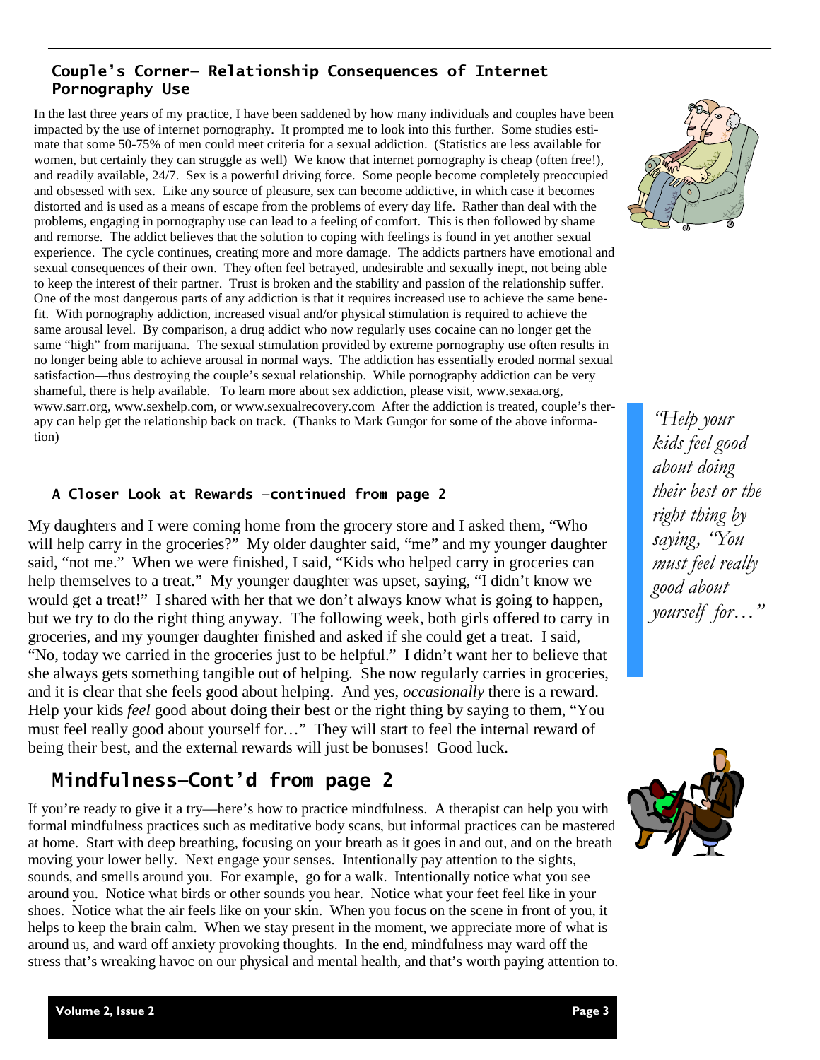## Couple's Corner– Relationship Consequences of Internet Pornography Use

In the last three years of my practice, I have been saddened by how many individuals and couples have been impacted by the use of internet pornography. It prompted me to look into this further. Some studies estimate that some 50-75% of men could meet criteria for a sexual addiction. (Statistics are less available for women, but certainly they can struggle as well) We know that internet pornography is cheap (often free!), and readily available, 24/7. Sex is a powerful driving force. Some people become completely preoccupied and obsessed with sex. Like any source of pleasure, sex can become addictive, in which case it becomes distorted and is used as a means of escape from the problems of every day life. Rather than deal with the problems, engaging in pornography use can lead to a feeling of comfort. This is then followed by shame and remorse. The addict believes that the solution to coping with feelings is found in yet another sexual experience. The cycle continues, creating more and more damage. The addicts partners have emotional and sexual consequences of their own. They often feel betrayed, undesirable and sexually inept, not being able to keep the interest of their partner. Trust is broken and the stability and passion of the relationship suffer. One of the most dangerous parts of any addiction is that it requires increased use to achieve the same benefit. With pornography addiction, increased visual and/or physical stimulation is required to achieve the same arousal level. By comparison, a drug addict who now regularly uses cocaine can no longer get the same "high" from marijuana. The sexual stimulation provided by extreme pornography use often results in no longer being able to achieve arousal in normal ways. The addiction has essentially eroded normal sexual satisfaction—thus destroying the couple's sexual relationship. While pornography addiction can be very shameful, there is help available. To learn more about sex addiction, please visit, www.sexaa.org, www.sarr.org, www.sexhelp.com, or www.sexualrecovery.com After the addiction is treated, couple's therapy can help get the relationship back on track. (Thanks to Mark Gungor for some of the above information)

### A Closer Look at Rewards –continued from page 2

My daughters and I were coming home from the grocery store and I asked them, "Who will help carry in the groceries?" My older daughter said, "me" and my younger daughter said, "not me." When we were finished, I said, "Kids who helped carry in groceries can help themselves to a treat." My younger daughter was upset, saying, "I didn't know we would get a treat!" I shared with her that we don't always know what is going to happen, but we try to do the right thing anyway. The following week, both girls offered to carry in groceries, and my younger daughter finished and asked if she could get a treat. I said, "No, today we carried in the groceries just to be helpful." I didn't want her to believe that she always gets something tangible out of helping. She now regularly carries in groceries, and it is clear that she feels good about helping. And yes, *occasionally* there is a reward. Help your kids *feel* good about doing their best or the right thing by saying to them, "You must feel really good about yourself for…" They will start to feel the internal reward of being their best, and the external rewards will just be bonuses! Good luck.

*"Help your kids feel good about doing their best or the right thing by saying, "You must feel really good about yourself for…"*

## Mindfulness–Cont'd from page 2

If you're ready to give it a try—here's how to practice mindfulness. A therapist can help you with formal mindfulness practices such as meditative body scans, but informal practices can be mastered at home. Start with deep breathing, focusing on your breath as it goes in and out, and on the breath moving your lower belly. Next engage your senses. Intentionally pay attention to the sights, sounds, and smells around you. For example, go for a walk. Intentionally notice what you see around you. Notice what birds or other sounds you hear. Notice what your feet feel like in your shoes. Notice what the air feels like on your skin. When you focus on the scene in front of you, it helps to keep the brain calm. When we stay present in the moment, we appreciate more of what is around us, and ward off anxiety provoking thoughts. In the end, mindfulness may ward off the stress that's wreaking havoc on our physical and mental health, and that's worth paying attention to.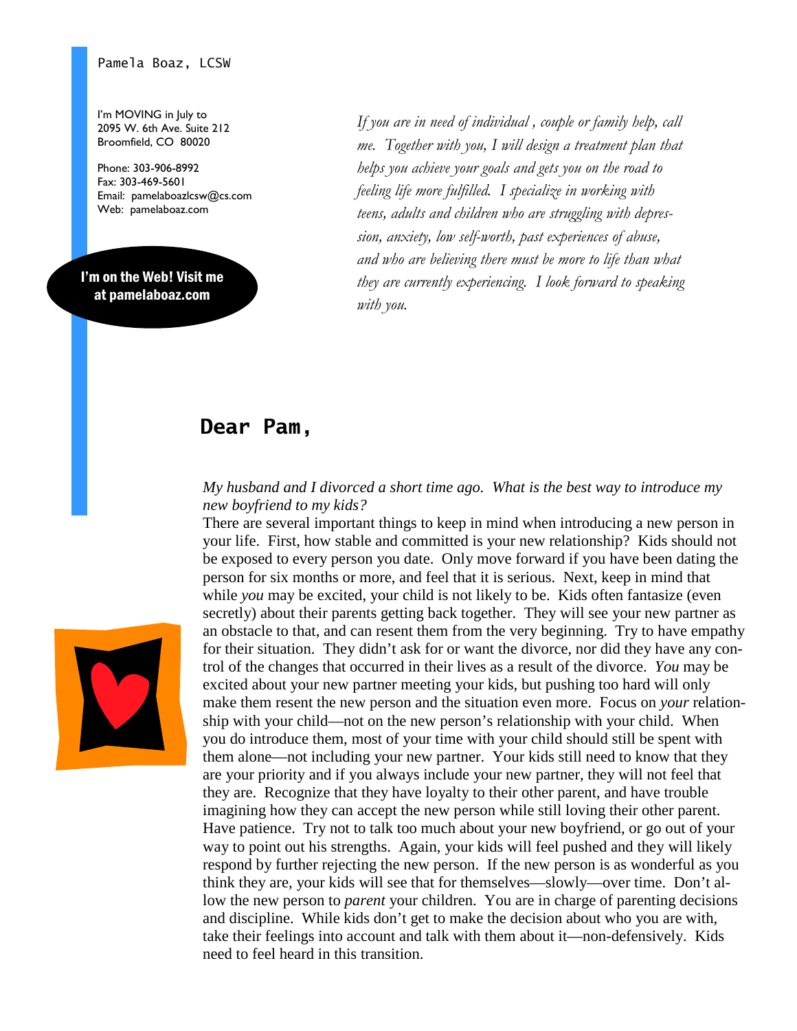Pamela Boaz, LCSW

I'm MOVING in July to
2095 W. 6th Ave. Suite 212
Broomfield, CO 80020

Phone: 303-906-8992
Fax: 303-469-5601
Email: pamelaboazlcsw@cs.com
Web: pamelaboaz.com

**I'm on the Web! Visit me at pamelaboaz.com**

*If you are in need of individual , couple or family help, call me. Together with you, I will design a treatment plan that helps you achieve your goals and gets you on the road to feeling life more fulfilled. I specialize in working with teens, adults and children who are struggling with depression, anxiety, low self-worth, past experiences of abuse, and who are believing there must be more to life than what they are currently experiencing. I look forward to speaking with you.*

## Dear Pam,

*My husband and I divorced a short time ago. What is the best way to introduce my new boyfriend to my kids?*

There are several important things to keep in mind when introducing a new person in your life. First, how stable and committed is your new relationship? Kids should not be exposed to every person you date. Only move forward if you have been dating the person for six months or more, and feel that it is serious. Next, keep in mind that while *you* may be excited, your child is not likely to be. Kids often fantasize (even secretly) about their parents getting back together. They will see your new partner as an obstacle to that, and can resent them from the very beginning. Try to have empathy for their situation. They didn't ask for or want the divorce, nor did they have any control of the changes that occurred in their lives as a result of the divorce. *You* may be excited about your new partner meeting your kids, but pushing too hard will only make them resent the new person and the situation even more. Focus on *your* relationship with your child—not on the new person's relationship with your child. When you do introduce them, most of your time with your child should still be spent with them alone—not including your new partner. Your kids still need to know that they are your priority and if you always include your new partner, they will not feel that they are. Recognize that they have loyalty to their other parent, and have trouble imagining how they can accept the new person while still loving their other parent. Have patience. Try not to talk too much about your new boyfriend, or go out of your way to point out his strengths. Again, your kids will feel pushed and they will likely respond by further rejecting the new person. If the new person is as wonderful as you think they are, your kids will see that for themselves—slowly—over time. Don't allow the new person to *parent* your children. You are in charge of parenting decisions and discipline. While kids don't get to make the decision about who you are with, take their feelings into account and talk with them about it—non-defensively. Kids need to feel heard in this transition.